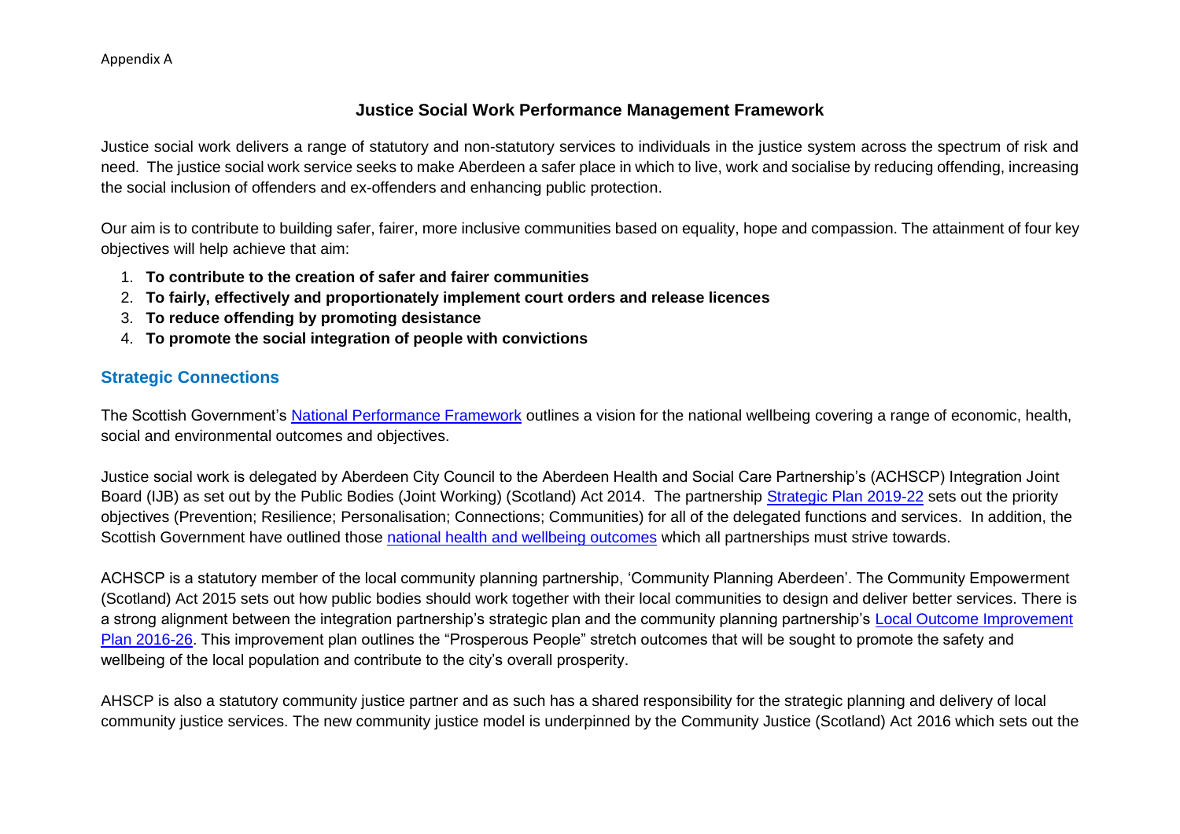Appendix A

# Justice Social Work Performance Management Framework

Justice social work delivers a range of statutory and non-statutory services to individuals in the justice system across the spectrum of risk and need. The justice social work service seeks to make Aberdeen a safer place in which to live, work and socialise by reducing offending, increasing the social inclusion of offenders and ex-offenders and enhancing public protection.

Our aim is to contribute to building safer, fairer, more inclusive communities based on equality, hope and compassion. The attainment of four key objectives will help achieve that aim:

1. **To contribute to the creation of safer and fairer communities**
2. **To fairly, effectively and proportionately implement court orders and release licences**
3. **To reduce offending by promoting desistance**
4. **To promote the social integration of people with convictions**

## Strategic Connections

The Scottish Government's National Performance Framework outlines a vision for the national wellbeing covering a range of economic, health, social and environmental outcomes and objectives.

Justice social work is delegated by Aberdeen City Council to the Aberdeen Health and Social Care Partnership's (ACHSCP) Integration Joint Board (IJB) as set out by the Public Bodies (Joint Working) (Scotland) Act 2014. The partnership Strategic Plan 2019-22 sets out the priority objectives (Prevention; Resilience; Personalisation; Connections; Communities) for all of the delegated functions and services. In addition, the Scottish Government have outlined those national health and wellbeing outcomes which all partnerships must strive towards.

ACHSCP is a statutory member of the local community planning partnership, 'Community Planning Aberdeen'. The Community Empowerment (Scotland) Act 2015 sets out how public bodies should work together with their local communities to design and deliver better services. There is a strong alignment between the integration partnership's strategic plan and the community planning partnership's Local Outcome Improvement Plan 2016-26. This improvement plan outlines the "Prosperous People" stretch outcomes that will be sought to promote the safety and wellbeing of the local population and contribute to the city's overall prosperity.

AHSCP is also a statutory community justice partner and as such has a shared responsibility for the strategic planning and delivery of local community justice services. The new community justice model is underpinned by the Community Justice (Scotland) Act 2016 which sets out the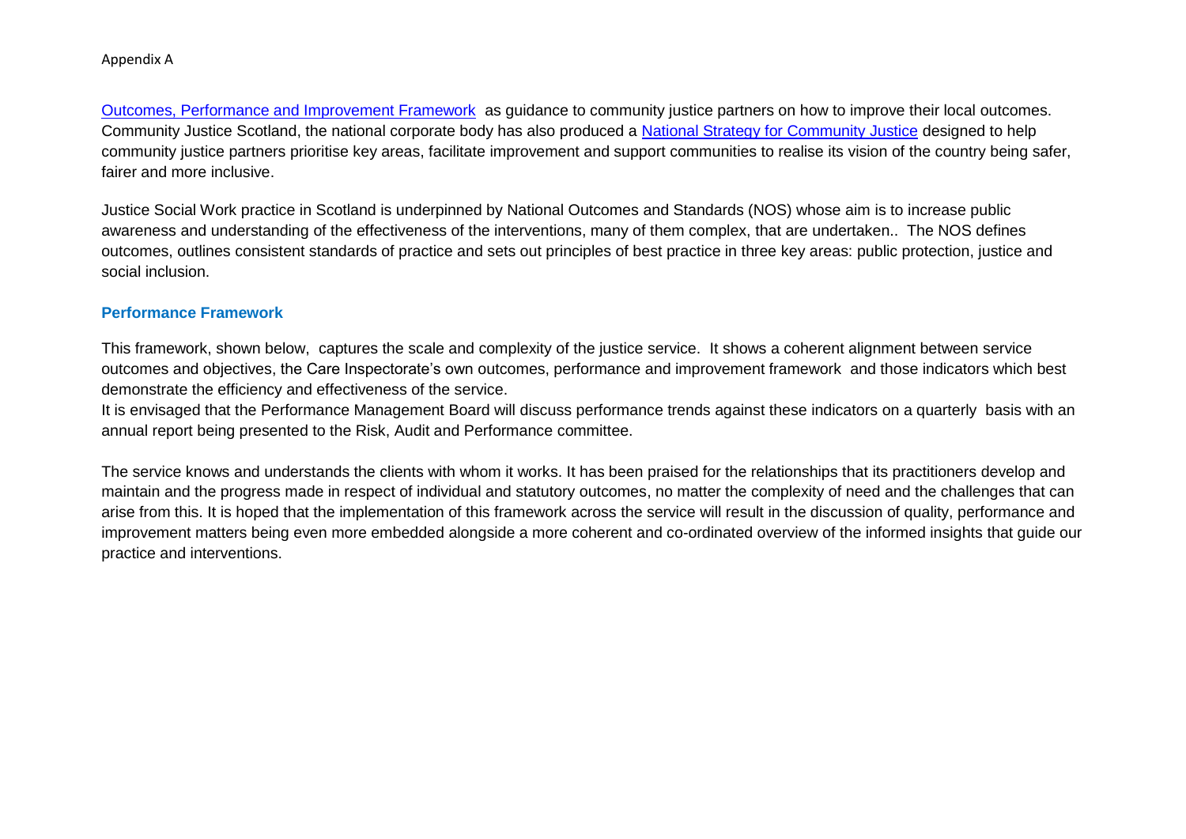Appendix A

[Outcomes, Performance and Improvement Framework] as guidance to community justice partners on how to improve their local outcomes. Community Justice Scotland, the national corporate body has also produced a [National Strategy for Community Justice] designed to help community justice partners prioritise key areas, facilitate improvement and support communities to realise its vision of the country being safer, fairer and more inclusive.

Justice Social Work practice in Scotland is underpinned by National Outcomes and Standards (NOS) whose aim is to increase public awareness and understanding of the effectiveness of the interventions, many of them complex, that are undertaken.. The NOS defines outcomes, outlines consistent standards of practice and sets out principles of best practice in three key areas: public protection, justice and social inclusion.

### Performance Framework

This framework, shown below, captures the scale and complexity of the justice service. It shows a coherent alignment between service outcomes and objectives, the Care Inspectorate's own outcomes, performance and improvement framework and those indicators which best demonstrate the efficiency and effectiveness of the service.
It is envisaged that the Performance Management Board will discuss performance trends against these indicators on a quarterly basis with an annual report being presented to the Risk, Audit and Performance committee.

The service knows and understands the clients with whom it works. It has been praised for the relationships that its practitioners develop and maintain and the progress made in respect of individual and statutory outcomes, no matter the complexity of need and the challenges that can arise from this. It is hoped that the implementation of this framework across the service will result in the discussion of quality, performance and improvement matters being even more embedded alongside a more coherent and co-ordinated overview of the informed insights that guide our practice and interventions.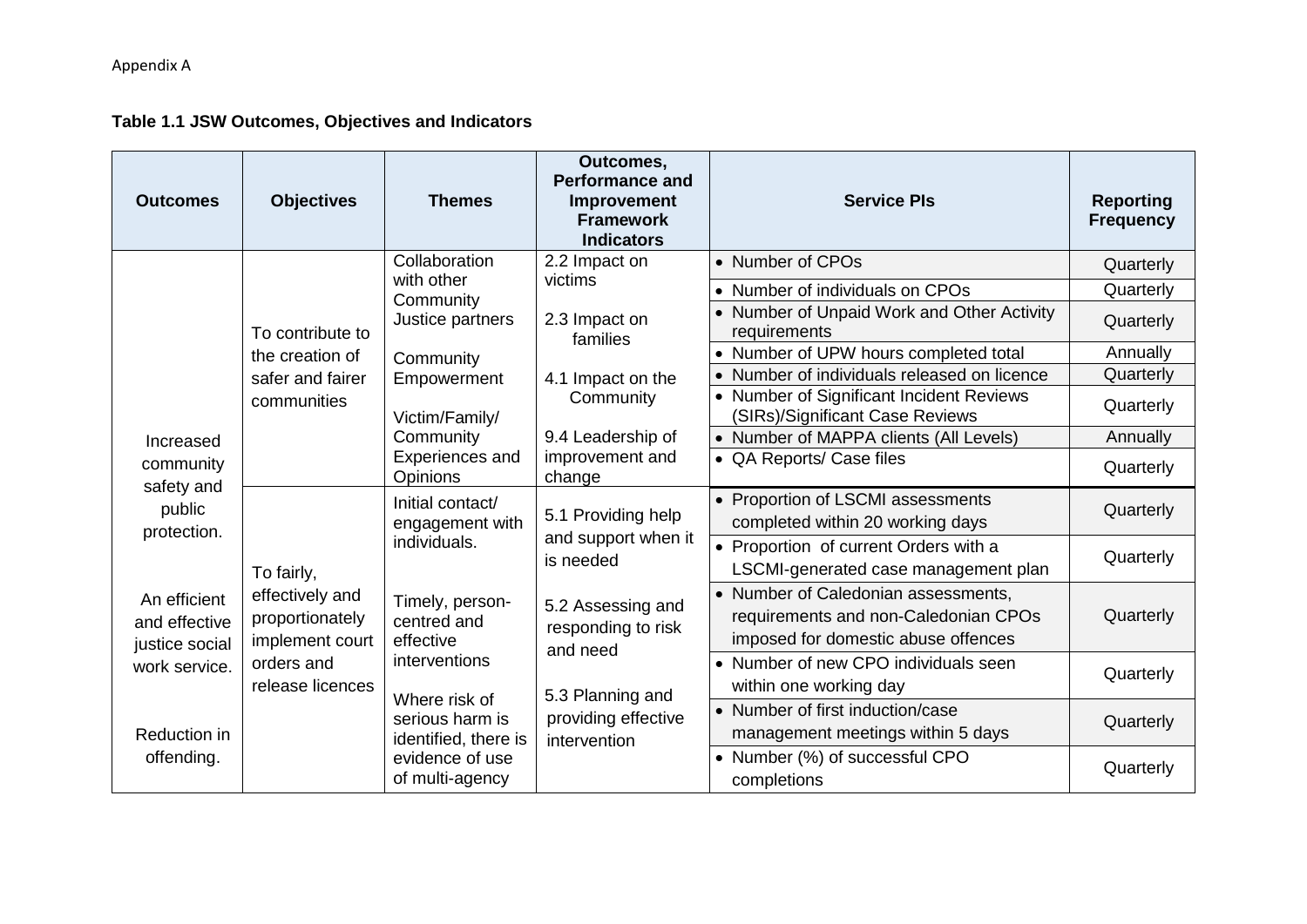Appendix A

**Table 1.1 JSW Outcomes, Objectives and Indicators**

| Outcomes | Objectives | Themes | Outcomes, Performance and Improvement Framework Indicators | Service PIs | Reporting Frequency |
|---|---|---|---|---|---|
| Increased community safety and public protection.<br><br>An efficient and effective justice social work service.<br><br>Reduction in offending. | To contribute to the creation of safer and fairer communities | Collaboration with other Community Justice partners<br><br>Community Empowerment<br><br>Victim/Family/ Community Experiences and Opinions | 2.2 Impact on victims<br><br>2.3 Impact on families<br><br>4.1 Impact on the Community<br><br>9.4 Leadership of improvement and change | • Number of CPOs | Quarterly |
| | | | | • Number of individuals on CPOs | Quarterly |
| | | | | • Number of Unpaid Work and Other Activity requirements | Quarterly |
| | | | | • Number of UPW hours completed total | Annually |
| | | | | • Number of individuals released on licence | Quarterly |
| | | | | • Number of Significant Incident Reviews (SIRs)/Significant Case Reviews | Quarterly |
| | | | | • Number of MAPPA clients (All Levels) | Annually |
| | | | | • QA Reports/ Case files | Quarterly |
| | To fairly, effectively and proportionately implement court orders and release licences | Initial contact/ engagement with individuals.<br><br>Timely, person-centred and effective interventions<br><br>Where risk of serious harm is identified, there is evidence of use of multi-agency | 5.1 Providing help and support when it is needed<br><br>5.2 Assessing and responding to risk and need<br><br>5.3 Planning and providing effective intervention | • Proportion of LSCMI assessments completed within 20 working days | Quarterly |
| | | | | • Proportion of current Orders with a LSCMI-generated case management plan | Quarterly |
| | | | | • Number of Caledonian assessments, requirements and non-Caledonian CPOs imposed for domestic abuse offences | Quarterly |
| | | | | • Number of new CPO individuals seen within one working day | Quarterly |
| | | | | • Number of first induction/case management meetings within 5 days | Quarterly |
| | | | | • Number (%) of successful CPO completions | Quarterly |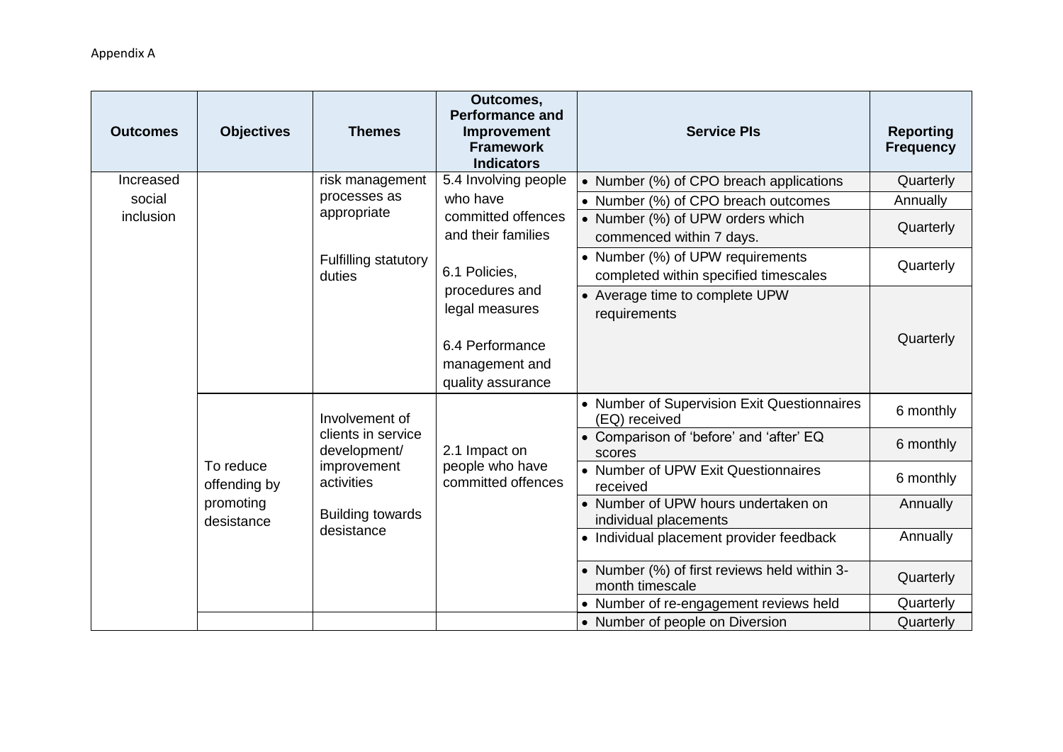Appendix A

| Outcomes | Objectives | Themes | Outcomes, Performance and Improvement Framework Indicators | Service PIs | Reporting Frequency |
|---|---|---|---|---|---|
| Increased social inclusion | | risk management processes as appropriate<br><br>Fulfilling statutory duties | 5.4 Involving people who have committed offences and their families<br><br>6.1 Policies, procedures and legal measures<br><br>6.4 Performance management and quality assurance | • Number (%) of CPO breach applications | Quarterly |
| | | | | • Number (%) of CPO breach outcomes | Annually |
| | | | | • Number (%) of UPW orders which commenced within 7 days. | Quarterly |
| | | | | • Number (%) of UPW requirements completed within specified timescales | Quarterly |
| | | | | • Average time to complete UPW requirements | Quarterly |
| | To reduce offending by promoting desistance | Involvement of clients in service development/ improvement activities<br><br>Building towards desistance | 2.1 Impact on people who have committed offences | • Number of Supervision Exit Questionnaires (EQ) received | 6 monthly |
| | | | | • Comparison of 'before' and 'after' EQ scores | 6 monthly |
| | | | | • Number of UPW Exit Questionnaires received | 6 monthly |
| | | | | • Number of UPW hours undertaken on individual placements | Annually |
| | | | | • Individual placement provider feedback | Annually |
| | | | | • Number (%) of first reviews held within 3-month timescale | Quarterly |
| | | | | • Number of re-engagement reviews held | Quarterly |
| | | | | • Number of people on Diversion | Quarterly |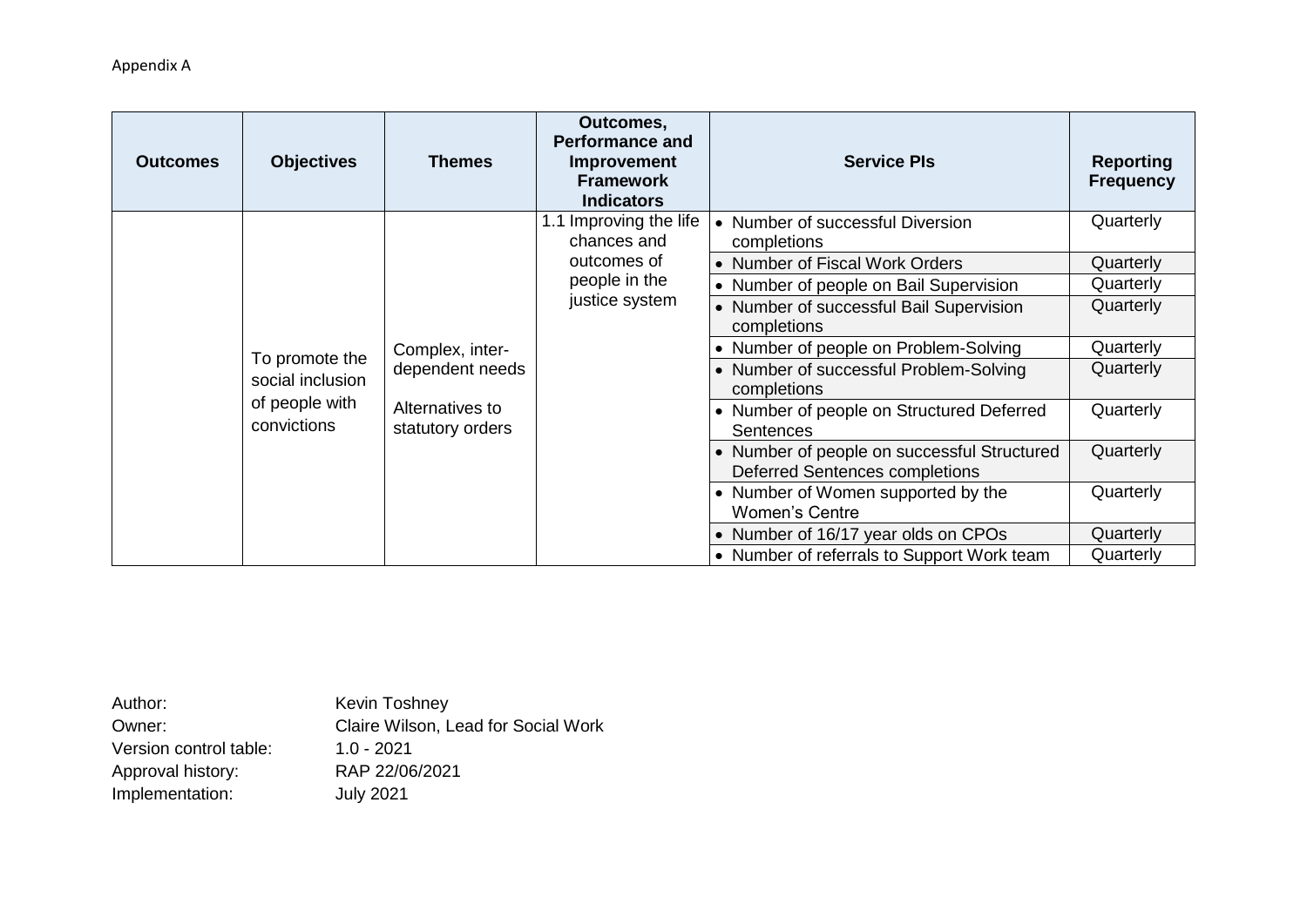Appendix A

| Outcomes | Objectives | Themes | Outcomes, Performance and Improvement Framework Indicators | Service PIs | Reporting Frequency |
|---|---|---|---|---|---|
| | To promote the social inclusion of people with convictions | Complex, inter-dependent needs<br><br>Alternatives to statutory orders | 1.1 Improving the life chances and outcomes of people in the justice system | • Number of successful Diversion completions | Quarterly |
| | | | | • Number of Fiscal Work Orders | Quarterly |
| | | | | • Number of people on Bail Supervision | Quarterly |
| | | | | • Number of successful Bail Supervision completions | Quarterly |
| | | | | • Number of people on Problem-Solving | Quarterly |
| | | | | • Number of successful Problem-Solving completions | Quarterly |
| | | | | • Number of people on Structured Deferred Sentences | Quarterly |
| | | | | • Number of people on successful Structured Deferred Sentences completions | Quarterly |
| | | | | • Number of Women supported by the Women's Centre | Quarterly |
| | | | | • Number of 16/17 year olds on CPOs | Quarterly |
| | | | | • Number of referrals to Support Work team | Quarterly |

Author: Kevin Toshney
Owner: Claire Wilson, Lead for Social Work
Version control table: 1.0 - 2021
Approval history: RAP 22/06/2021
Implementation: July 2021